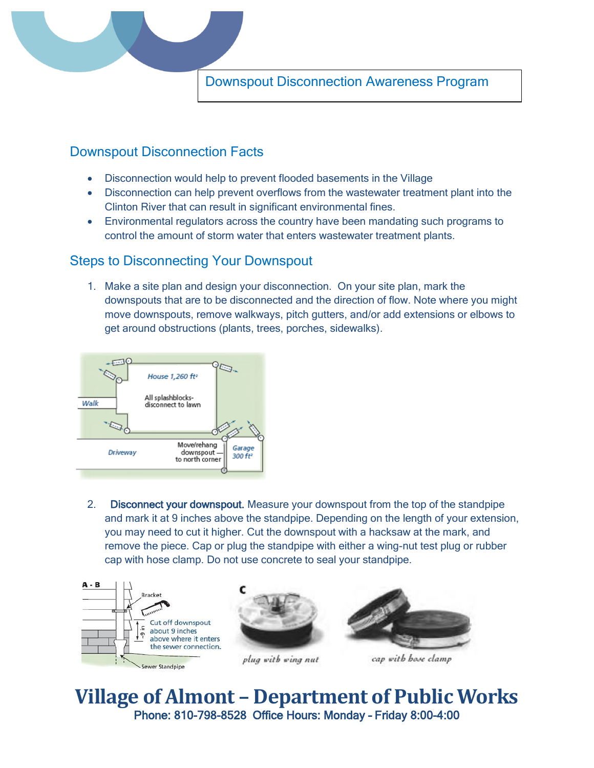Downspout Disconnection Awareness Program

## Downspout Disconnection Facts

- Disconnection would help to prevent flooded basements in the Village
- Disconnection can help prevent overflows from the wastewater treatment plant into the Clinton River that can result in significant environmental fines.
- Environmental regulators across the country have been mandating such programs to control the amount of storm water that enters wastewater treatment plants.

## Steps to Disconnecting Your Downspout

1. Make a site plan and design your disconnection. On your site plan, mark the downspouts that are to be disconnected and the direction of flow. Note where you might move downspouts, remove walkways, pitch gutters, and/or add extensions or elbows to get around obstructions (plants, trees, porches, sidewalks).

House 1,260 ft²

All splashblocks- disconnect to lawn

Walk

Driveway

Move/rehang downspout to north corner

Garage 300 ft²

2. **Disconnect your downspout.** Measure your downspout from the top of the standpipe and mark it at 9 inches above the standpipe. Depending on the length of your extension, you may need to cut it higher. Cut the downspout with a hacksaw at the mark, and remove the piece. Cap or plug the standpipe with either a wing-nut test plug or rubber cap with hose clamp. Do not use concrete to seal your standpipe.

A - B

Bracket

~9 in

Cut off downspout about 9 inches above where it enters the sewer connection.

Sewer Standpipe

C

*plug with wing nut*

*cap with hose clamp*

# Village of Almont – Department of Public Works

**Phone: 810-798-8528 Office Hours: Monday - Friday 8:00-4:00**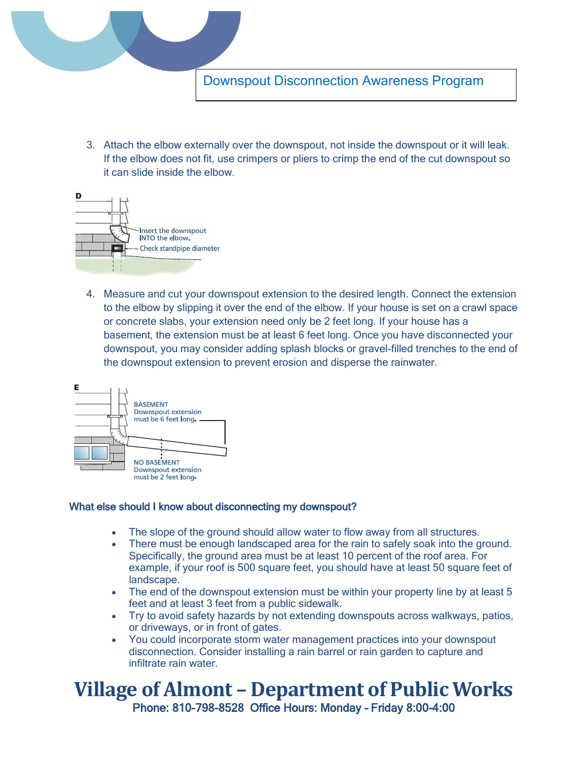Downspout Disconnection Awareness Program

3. Attach the elbow externally over the downspout, not inside the downspout or it will leak. If the elbow does not fit, use crimpers or pliers to crimp the end of the cut downspout so it can slide inside the elbow.

D

Insert the downspout INTO the elbow.

Check standpipe diameter

4. Measure and cut your downspout extension to the desired length. Connect the extension to the elbow by slipping it over the end of the elbow. If your house is set on a crawl space or concrete slabs, your extension need only be 2 feet long. If your house has a basement, the extension must be at least 6 feet long. Once you have disconnected your downspout, you may consider adding splash blocks or gravel-filled trenches to the end of the downspout extension to prevent erosion and disperse the rainwater.

E

BASEMENT
Downspout extension must be 6 feet long.

NO BASEMENT
Downspout extension must be 2 feet long.

### What else should I know about disconnecting my downspout?

- The slope of the ground should allow water to flow away from all structures.
- There must be enough landscaped area for the rain to safely soak into the ground. Specifically, the ground area must be at least 10 percent of the roof area. For example, if your roof is 500 square feet, you should have at least 50 square feet of landscape.
- The end of the downspout extension must be within your property line by at least 5 feet and at least 3 feet from a public sidewalk.
- Try to avoid safety hazards by not extending downspouts across walkways, patios, or driveways, or in front of gates.
- You could incorporate storm water management practices into your downspout disconnection. Consider installing a rain barrel or rain garden to capture and infiltrate rain water.

# Village of Almont – Department of Public Works

**Phone: 810-798-8528 Office Hours: Monday - Friday 8:00-4:00**